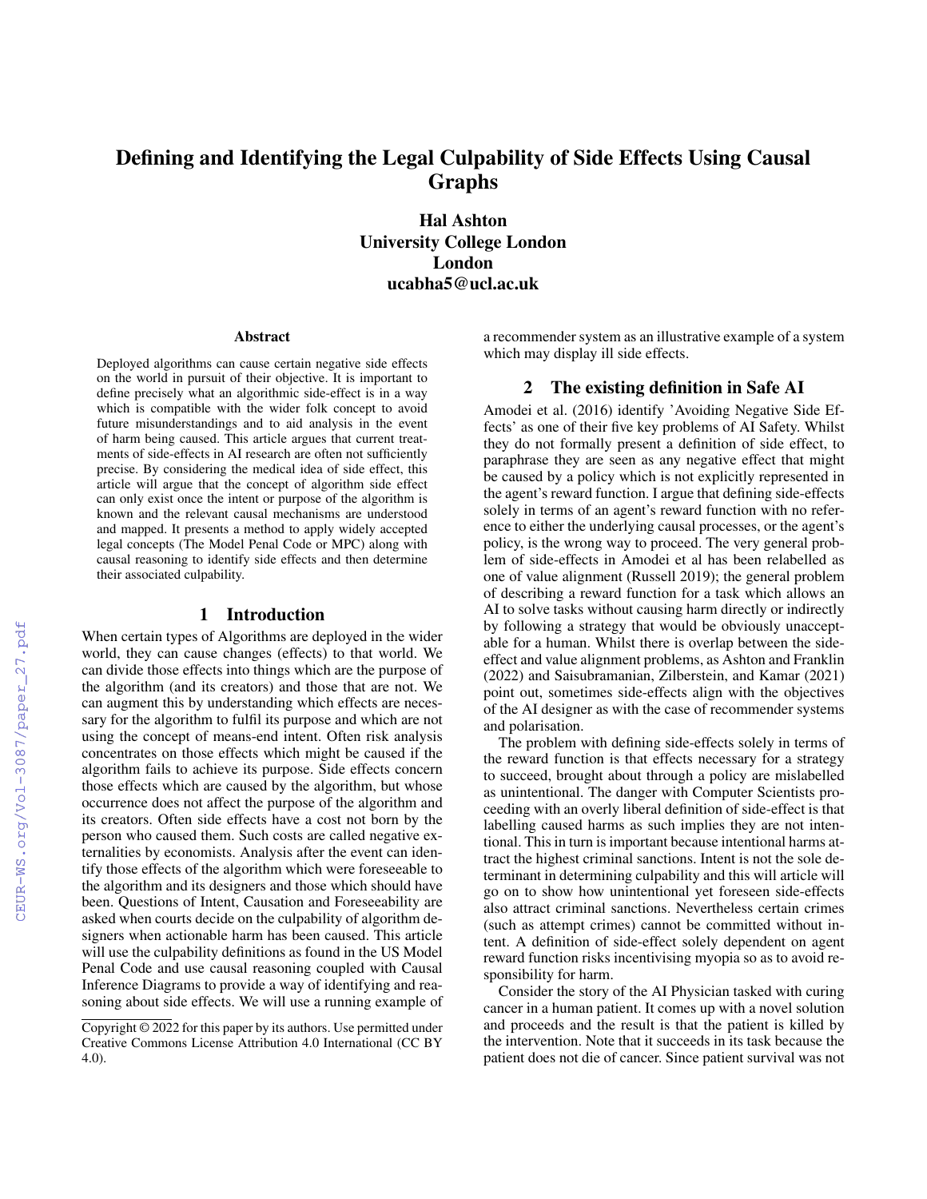# Defining and Identifying the Legal Culpability of Side Effects Using Causal Graphs

**Hal Ashton**
**University College London**
**London**
**ucabha5@ucl.ac.uk**

## Abstract

Deployed algorithms can cause certain negative side effects on the world in pursuit of their objective. It is important to define precisely what an algorithmic side-effect is in a way which is compatible with the wider folk concept to avoid future misunderstandings and to aid analysis in the event of harm being caused. This article argues that current treatments of side-effects in AI research are often not sufficiently precise. By considering the medical idea of side effect, this article will argue that the concept of algorithm side effect can only exist once the intent or purpose of the algorithm is known and the relevant causal mechanisms are understood and mapped. It presents a method to apply widely accepted legal concepts (The Model Penal Code or MPC) along with causal reasoning to identify side effects and then determine their associated culpability.

## 1 Introduction

When certain types of Algorithms are deployed in the wider world, they can cause changes (effects) to that world. We can divide those effects into things which are the purpose of the algorithm (and its creators) and those that are not. We can augment this by understanding which effects are necessary for the algorithm to fulfil its purpose and which are not using the concept of means-end intent. Often risk analysis concentrates on those effects which might be caused if the algorithm fails to achieve its purpose. Side effects concern those effects which are caused by the algorithm, but whose occurrence does not affect the purpose of the algorithm and its creators. Often side effects have a cost not born by the person who caused them. Such costs are called negative externalities by economists. Analysis after the event can identify those effects of the algorithm which were foreseeable to the algorithm and its designers and those which should have been. Questions of Intent, Causation and Foreseeability are asked when courts decide on the culpability of algorithm designers when actionable harm has been caused. This article will use the culpability definitions as found in the US Model Penal Code and use causal reasoning coupled with Causal Inference Diagrams to provide a way of identifying and reasoning about side effects. We will use a running example of a recommender system as an illustrative example of a system which may display ill side effects.

## 2 The existing definition in Safe AI

Amodei et al. (2016) identify 'Avoiding Negative Side Effects' as one of their five key problems of AI Safety. Whilst they do not formally present a definition of side effect, to paraphrase they are seen as any negative effect that might be caused by a policy which is not explicitly represented in the agent's reward function. I argue that defining side-effects solely in terms of an agent's reward function with no reference to either the underlying causal processes, or the agent's policy, is the wrong way to proceed. The very general problem of side-effects in Amodei et al has been relabelled as one of value alignment (Russell 2019); the general problem of describing a reward function for a task which allows an AI to solve tasks without causing harm directly or indirectly by following a strategy that would be obviously unacceptable for a human. Whilst there is overlap between the side-effect and value alignment problems, as Ashton and Franklin (2022) and Saisubramanian, Zilberstein, and Kamar (2021) point out, sometimes side-effects align with the objectives of the AI designer as with the case of recommender systems and polarisation.

The problem with defining side-effects solely in terms of the reward function is that effects necessary for a strategy to succeed, brought about through a policy are mislabelled as unintentional. The danger with Computer Scientists proceeding with an overly liberal definition of side-effect is that labelling caused harms as such implies they are not intentional. This in turn is important because intentional harms attract the highest criminal sanctions. Intent is not the sole determinant in determining culpability and this will article will go on to show how unintentional yet foreseen side-effects also attract criminal sanctions. Nevertheless certain crimes (such as attempt crimes) cannot be committed without intent. A definition of side-effect solely dependent on agent reward function risks incentivising myopia so as to avoid responsibility for harm.

Consider the story of the AI Physician tasked with curing cancer in a human patient. It comes up with a novel solution and proceeds and the result is that the patient is killed by the intervention. Note that it succeeds in its task because the patient does not die of cancer. Since patient survival was not

Copyright © 2022 for this paper by its authors. Use permitted under Creative Commons License Attribution 4.0 International (CC BY 4.0).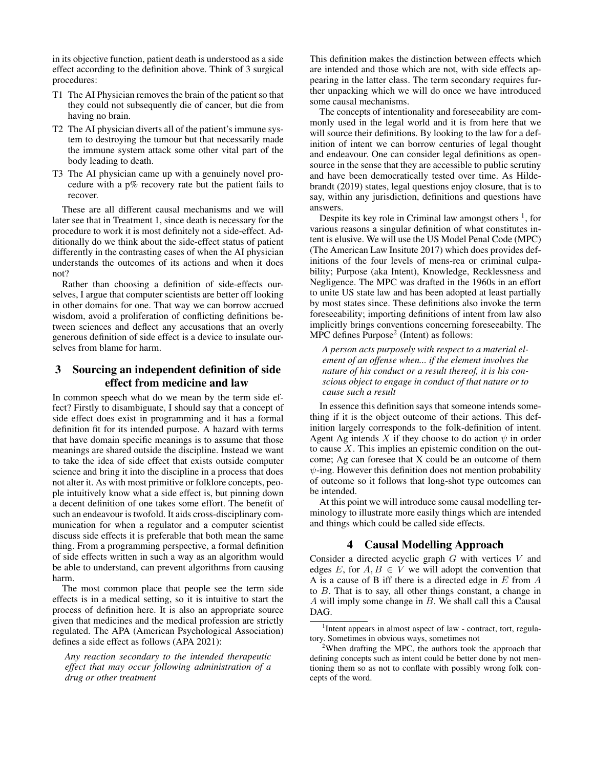in its objective function, patient death is understood as a side effect according to the definition above. Think of 3 surgical procedures:

- T1 The AI Physician removes the brain of the patient so that they could not subsequently die of cancer, but die from having no brain.
- T2 The AI physician diverts all of the patient's immune system to destroying the tumour but that necessarily made the immune system attack some other vital part of the body leading to death.
- T3 The AI physician came up with a genuinely novel procedure with a p% recovery rate but the patient fails to recover.

These are all different causal mechanisms and we will later see that in Treatment 1, since death is necessary for the procedure to work it is most definitely not a side-effect. Additionally do we think about the side-effect status of patient differently in the contrasting cases of when the AI physician understands the outcomes of its actions and when it does not?

Rather than choosing a definition of side-effects ourselves, I argue that computer scientists are better off looking in other domains for one. That way we can borrow accrued wisdom, avoid a proliferation of conflicting definitions between sciences and deflect any accusations that an overly generous definition of side effect is a device to insulate ourselves from blame for harm.

## 3 Sourcing an independent definition of side effect from medicine and law

In common speech what do we mean by the term side effect? Firstly to disambiguate, I should say that a concept of side effect does exist in programming and it has a formal definition fit for its intended purpose. A hazard with terms that have domain specific meanings is to assume that those meanings are shared outside the discipline. Instead we want to take the idea of side effect that exists outside computer science and bring it into the discipline in a process that does not alter it. As with most primitive or folklore concepts, people intuitively know what a side effect is, but pinning down a decent definition of one takes some effort. The benefit of such an endeavour is twofold. It aids cross-disciplinary communication for when a regulator and a computer scientist discuss side effects it is preferable that both mean the same thing. From a programming perspective, a formal definition of side effects written in such a way as an algorithm would be able to understand, can prevent algorithms from causing harm.

The most common place that people see the term side effects is in a medical setting, so it is intuitive to start the process of definition here. It is also an appropriate source given that medicines and the medical profession are strictly regulated. The APA (American Psychological Association) defines a side effect as follows (APA 2021):

> *Any reaction secondary to the intended therapeutic effect that may occur following administration of a drug or other treatment*

This definition makes the distinction between effects which are intended and those which are not, with side effects appearing in the latter class. The term secondary requires further unpacking which we will do once we have introduced some causal mechanisms.

The concepts of intentionality and foreseeability are commonly used in the legal world and it is from here that we will source their definitions. By looking to the law for a definition of intent we can borrow centuries of legal thought and endeavour. One can consider legal definitions as open-source in the sense that they are accessible to public scrutiny and have been democratically tested over time. As Hildebrandt (2019) states, legal questions enjoy closure, that is to say, within any jurisdiction, definitions and questions have answers.

Despite its key role in Criminal law amongst others [1], for various reasons a singular definition of what constitutes intent is elusive. We will use the US Model Penal Code (MPC) (The American Law Insitute 2017) which does provides definitions of the four levels of mens-rea or criminal culpability; Purpose (aka Intent), Knowledge, Recklessness and Negligence. The MPC was drafted in the 1960s in an effort to unite US state law and has been adopted at least partially by most states since. These definitions also invoke the term foreseeability; importing definitions of intent from law also implicitly brings conventions concerning foreseeabilty. The MPC defines Purpose[2] (Intent) as follows:

> *A person acts purposely with respect to a material element of an offense when... if the element involves the nature of his conduct or a result thereof, it is his conscious object to engage in conduct of that nature or to cause such a result*

In essence this definition says that someone intends something if it is the object outcome of their actions. This definition largely corresponds to the folk-definition of intent. Agent Ag intends $X$ if they choose to do action $\psi$ in order to cause $X$. This implies an epistemic condition on the outcome; Ag can foresee that X could be an outcome of them $\psi$-ing. However this definition does not mention probability of outcome so it follows that long-shot type outcomes can be intended.

At this point we will introduce some causal modelling terminology to illustrate more easily things which are intended and things which could be called side effects.

## 4 Causal Modelling Approach

Consider a directed acyclic graph $G$ with vertices $V$ and edges $E$, for $A, B \in V$ we will adopt the convention that A is a cause of B iff there is a directed edge in $E$ from $A$ to $B$. That is to say, all other things constant, a change in $A$ will imply some change in $B$. We shall call this a Causal DAG.

[1] Intent appears in almost aspect of law - contract, tort, regulatory. Sometimes in obvious ways, sometimes not

[2] When drafting the MPC, the authors took the approach that defining concepts such as intent could be better done by not mentioning them so as not to conflate with possibly wrong folk concepts of the word.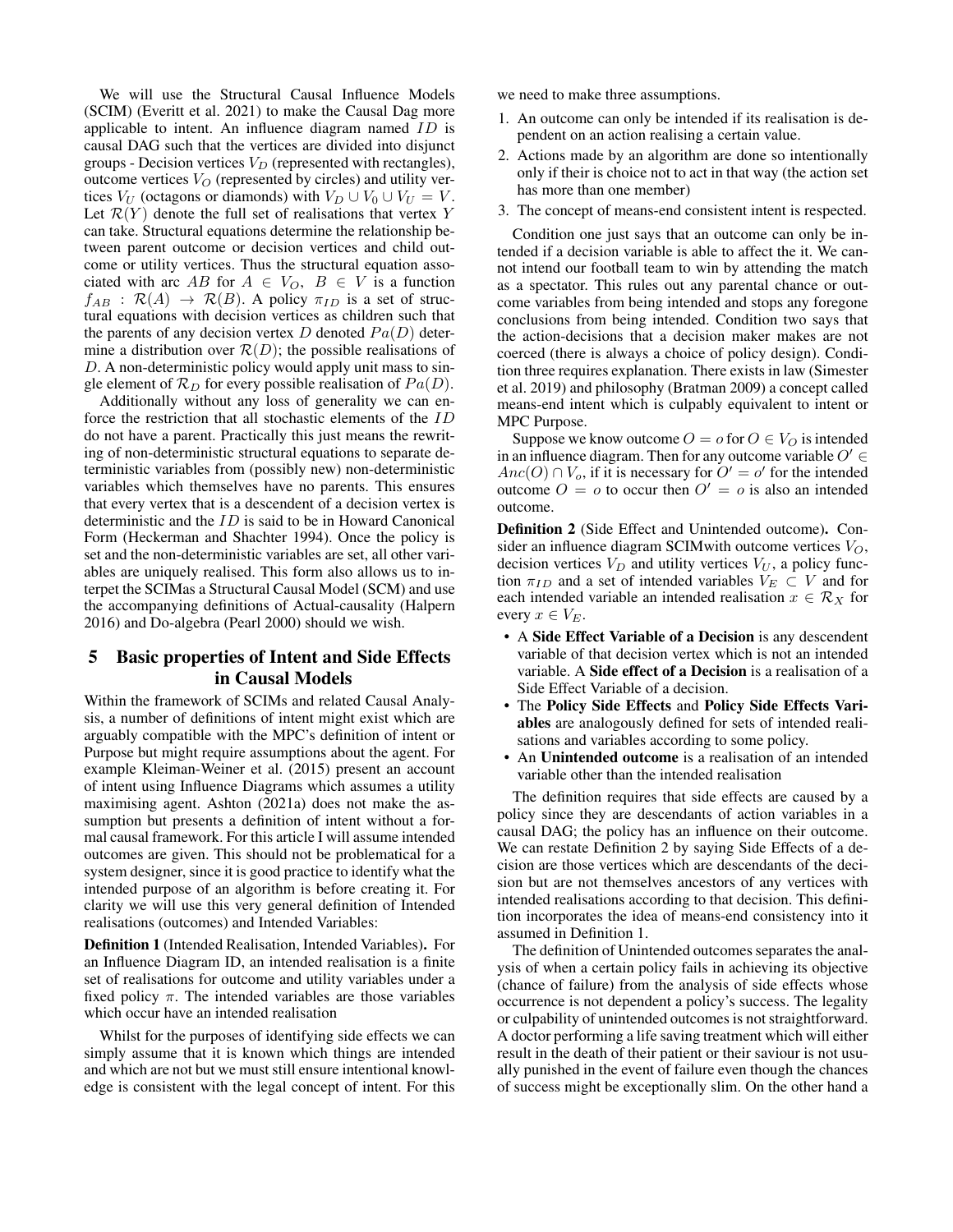We will use the Structural Causal Influence Models (SCIM) (Everitt et al. 2021) to make the Causal Dag more applicable to intent. An influence diagram named $ID$ is causal DAG such that the vertices are divided into disjunct groups - Decision vertices $V_D$ (represented with rectangles), outcome vertices $V_O$ (represented by circles) and utility vertices $V_U$ (octagons or diamonds) with $V_D \cup V_0 \cup V_U = V$. Let $\mathcal{R}(Y)$ denote the full set of realisations that vertex $Y$ can take. Structural equations determine the relationship between parent outcome or decision vertices and child outcome or utility vertices. Thus the structural equation associated with arc $AB$ for $A \in V_O, B \in V$ is a function $f_{AB} : \mathcal{R}(A) \to \mathcal{R}(B)$. A policy $\pi_{ID}$ is a set of structural equations with decision vertices as children such that the parents of any decision vertex $D$ denoted $Pa(D)$ determine a distribution over $\mathcal{R}(D)$; the possible realisations of $D$. A non-deterministic policy would apply unit mass to single element of $\mathcal{R}_D$ for every possible realisation of $Pa(D)$.

Additionally without any loss of generality we can enforce the restriction that all stochastic elements of the $ID$ do not have a parent. Practically this just means the rewriting of non-deterministic structural equations to separate deterministic variables from (possibly new) non-deterministic variables which themselves have no parents. This ensures that every vertex that is a descendent of a decision vertex is deterministic and the $ID$ is said to be in Howard Canonical Form (Heckerman and Shachter 1994). Once the policy is set and the non-deterministic variables are set, all other variables are uniquely realised. This form also allows us to interpet the SCIMas a Structural Causal Model (SCM) and use the accompanying definitions of Actual-causality (Halpern 2016) and Do-algebra (Pearl 2000) should we wish.

## 5 Basic properties of Intent and Side Effects in Causal Models

Within the framework of SCIMs and related Causal Analysis, a number of definitions of intent might exist which are arguably compatible with the MPC's definition of intent or Purpose but might require assumptions about the agent. For example Kleiman-Weiner et al. (2015) present an account of intent using Influence Diagrams which assumes a utility maximising agent. Ashton (2021a) does not make the assumption but presents a definition of intent without a formal causal framework. For this article I will assume intended outcomes are given. This should not be problematical for a system designer, since it is good practice to identify what the intended purpose of an algorithm is before creating it. For clarity we will use this very general definition of Intended realisations (outcomes) and Intended Variables:

**Definition 1** (Intended Realisation, Intended Variables)**.** For an Influence Diagram ID, an intended realisation is a finite set of realisations for outcome and utility variables under a fixed policy $\pi$. The intended variables are those variables which occur have an intended realisation

Whilst for the purposes of identifying side effects we can simply assume that it is known which things are intended and which are not but we must still ensure intentional knowledge is consistent with the legal concept of intent. For this we need to make three assumptions.

1. An outcome can only be intended if its realisation is dependent on an action realising a certain value.
2. Actions made by an algorithm are done so intentionally only if their is choice not to act in that way (the action set has more than one member)
3. The concept of means-end consistent intent is respected.

Condition one just says that an outcome can only be intended if a decision variable is able to affect the it. We cannot intend our football team to win by attending the match as a spectator. This rules out any parental chance or outcome variables from being intended and stops any foregone conclusions from being intended. Condition two says that the action-decisions that a decision maker makes are not coerced (there is always a choice of policy design). Condition three requires explanation. There exists in law (Simester et al. 2019) and philosophy (Bratman 2009) a concept called means-end intent which is culpably equivalent to intent or MPC Purpose.

Suppose we know outcome $O = o$ for $O \in V_O$ is intended in an influence diagram. Then for any outcome variable $O' \in Anc(O) \cap V_o$, if it is necessary for $O' = o'$ for the intended outcome $O = o$ to occur then $O' = o$ is also an intended outcome.

**Definition 2** (Side Effect and Unintended outcome)**.** Consider an influence diagram SCIMwith outcome vertices $V_O$, decision vertices $V_D$ and utility vertices $V_U$, a policy function $\pi_{ID}$ and a set of intended variables $V_E \subset V$ and for each intended variable an intended realisation $x \in \mathcal{R}_X$ for every $x \in V_E$.

- A **Side Effect Variable of a Decision** is any descendent variable of that decision vertex which is not an intended variable. A **Side effect of a Decision** is a realisation of a Side Effect Variable of a decision.
- The **Policy Side Effects** and **Policy Side Effects Variables** are analogously defined for sets of intended realisations and variables according to some policy.
- An **Unintended outcome** is a realisation of an intended variable other than the intended realisation

The definition requires that side effects are caused by a policy since they are descendants of action variables in a causal DAG; the policy has an influence on their outcome. We can restate Definition 2 by saying Side Effects of a decision are those vertices which are descendants of the decision but are not themselves ancestors of any vertices with intended realisations according to that decision. This definition incorporates the idea of means-end consistency into it assumed in Definition 1.

The definition of Unintended outcomes separates the analysis of when a certain policy fails in achieving its objective (chance of failure) from the analysis of side effects whose occurrence is not dependent a policy's success. The legality or culpability of unintended outcomes is not straightforward. A doctor performing a life saving treatment which will either result in the death of their patient or their saviour is not usually punished in the event of failure even though the chances of success might be exceptionally slim. On the other hand a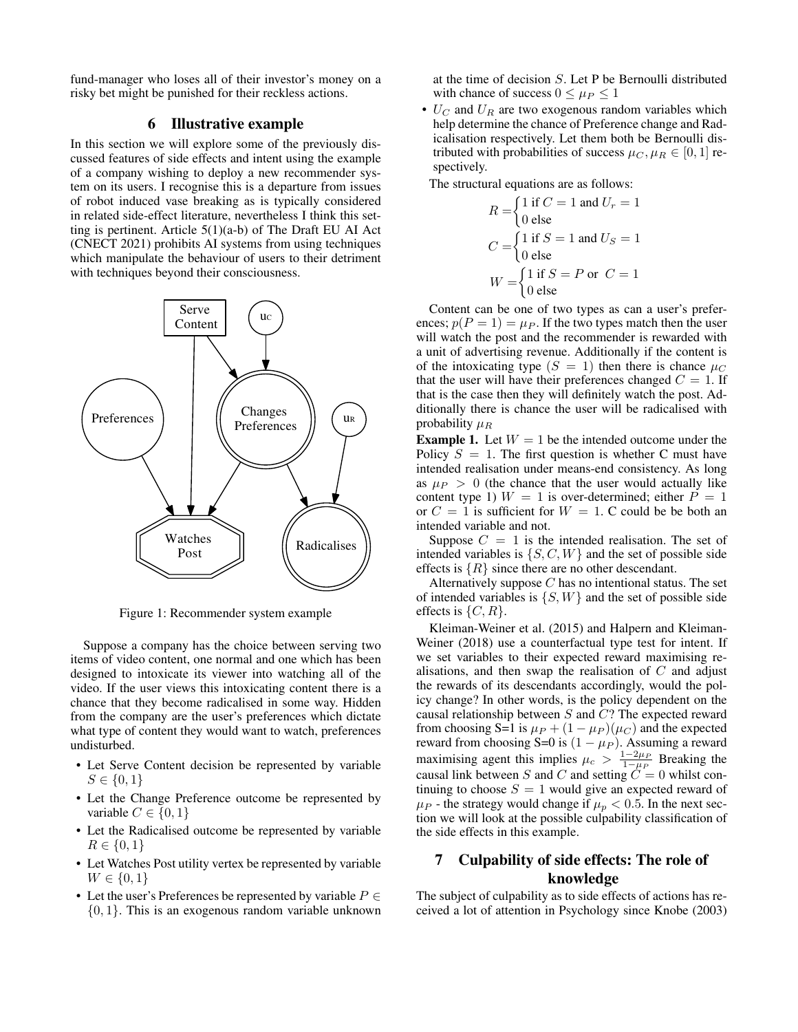fund-manager who loses all of their investor's money on a risky bet might be punished for their reckless actions.

## 6 Illustrative example

In this section we will explore some of the previously discussed features of side effects and intent using the example of a company wishing to deploy a new recommender system on its users. I recognise this is a departure from issues of robot induced vase breaking as is typically considered in related side-effect literature, nevertheless I think this setting is pertinent. Article 5(1)(a-b) of The Draft EU AI Act (CNECT 2021) prohibits AI systems from using techniques which manipulate the behaviour of users to their detriment with techniques beyond their consciousness.

Figure 1: Recommender system example

Suppose a company has the choice between serving two items of video content, one normal and one which has been designed to intoxicate its viewer into watching all of the video. If the user views this intoxicating content there is a chance that they become radicalised in some way. Hidden from the company are the user's preferences which dictate what type of content they would want to watch, preferences undisturbed.

- Let Serve Content decision be represented by variable $S \in \{0, 1\}$
- Let the Change Preference outcome be represented by variable $C \in \{0, 1\}$
- Let the Radicalised outcome be represented by variable $R \in \{0, 1\}$
- Let Watches Post utility vertex be represented by variable $W \in \{0, 1\}$
- Let the user's Preferences be represented by variable $P \in \{0, 1\}$. This is an exogenous random variable unknown at the time of decision $S$. Let P be Bernoulli distributed with chance of success $0 \leq \mu_P \leq 1$
- $U_C$ and $U_R$ are two exogenous random variables which help determine the chance of Preference change and Radicalisation respectively. Let them both be Bernoulli distributed with probabilities of success $\mu_C, \mu_R \in [0, 1]$ respectively.

The structural equations are as follows:

$$R = \begin{cases} 1 \text{ if } C = 1 \text{ and } U_r = 1 \\ 0 \text{ else} \end{cases}$$

$$C = \begin{cases} 1 \text{ if } S = 1 \text{ and } U_S = 1 \\ 0 \text{ else} \end{cases}$$

$$W = \begin{cases} 1 \text{ if } S = P \text{ or } \ C = 1 \\ 0 \text{ else} \end{cases}$$

Content can be one of two types as can a user's preferences; $p(P = 1) = \mu_P$. If the two types match then the user will watch the post and the recommender is rewarded with a unit of advertising revenue. Additionally if the content is of the intoxicating type ($S = 1$) then there is chance $\mu_C$ that the user will have their preferences changed $C = 1$. If that is the case then they will definitely watch the post. Additionally there is chance the user will be radicalised with probability $\mu_R$

**Example 1.** Let $W = 1$ be the intended outcome under the Policy $S = 1$. The first question is whether C must have intended realisation under means-end consistency. As long as $\mu_P > 0$ (the chance that the user would actually like content type 1) $W = 1$ is over-determined; either $P = 1$ or $C = 1$ is sufficient for $W = 1$. C could be be both an intended variable and not.

Suppose $C = 1$ is the intended realisation. The set of intended variables is $\{S, C, W\}$ and the set of possible side effects is $\{R\}$ since there are no other descendant.

Alternatively suppose $C$ has no intentional status. The set of intended variables is $\{S, W\}$ and the set of possible side effects is $\{C, R\}$.

Kleiman-Weiner et al. (2015) and Halpern and Kleiman-Weiner (2018) use a counterfactual type test for intent. If we set variables to their expected reward maximising realisations, and then swap the realisation of $C$ and adjust the rewards of its descendants accordingly, would the policy change? In other words, is the policy dependent on the causal relationship between $S$ and $C$? The expected reward from choosing S=1 is $\mu_P + (1 - \mu_P)(\mu_C)$ and the expected reward from choosing S=0 is $(1 - \mu_P)$. Assuming a reward maximising agent this implies $\mu_c > \frac{1-2\mu_P}{1-\mu_P}$ Breaking the causal link between $S$ and $C$ and setting $C = 0$ whilst continuing to choose $S = 1$ would give an expected reward of $\mu_P$ - the strategy would change if $\mu_p < 0.5$. In the next section we will look at the possible culpability classification of the side effects in this example.

## 7 Culpability of side effects: The role of knowledge

The subject of culpability as to side effects of actions has received a lot of attention in Psychology since Knobe (2003)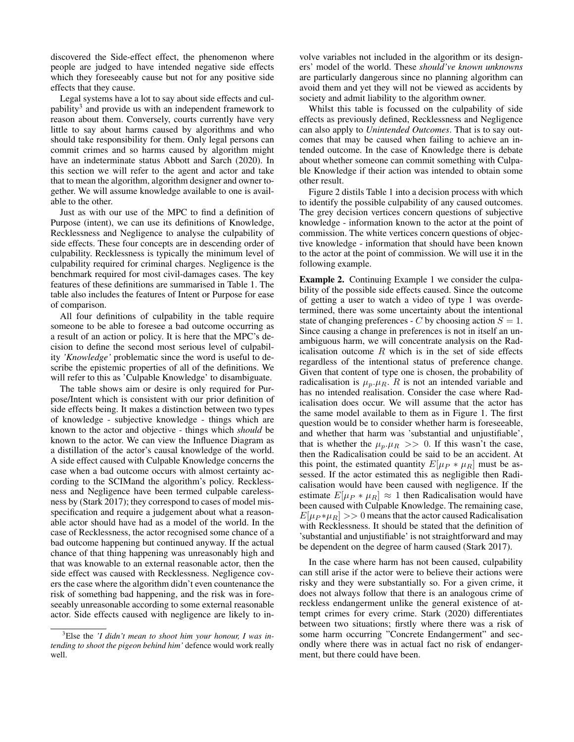discovered the Side-effect effect, the phenomenon where people are judged to have intended negative side effects which they foreseeably cause but not for any positive side effects that they cause.

Legal systems have a lot to say about side effects and culpability[3] and provide us with an independent framework to reason about them. Conversely, courts currently have very little to say about harms caused by algorithms and who should take responsibility for them. Only legal persons can commit crimes and so harms caused by algorithm might have an indeterminate status Abbott and Sarch (2020). In this section we will refer to the agent and actor and take that to mean the algorithm, algorithm designer and owner together. We will assume knowledge available to one is available to the other.

Just as with our use of the MPC to find a definition of Purpose (intent), we can use its definitions of Knowledge, Recklessness and Negligence to analyse the culpability of side effects. These four concepts are in descending order of culpability. Recklessness is typically the minimum level of culpability required for criminal charges. Negligence is the benchmark required for most civil-damages cases. The key features of these definitions are summarised in Table 1. The table also includes the features of Intent or Purpose for ease of comparison.

All four definitions of culpability in the table require someone to be able to foresee a bad outcome occurring as a result of an action or policy. It is here that the MPC's decision to define the second most serious level of culpability *'Knowledge'* problematic since the word is useful to describe the epistemic properties of all of the definitions. We will refer to this as 'Culpable Knowledge' to disambiguate.

The table shows aim or desire is only required for Purpose/Intent which is consistent with our prior definition of side effects being. It makes a distinction between two types of knowledge - subjective knowledge - things which are known to the actor and objective - things which *should* be known to the actor. We can view the Influence Diagram as a distillation of the actor's causal knowledge of the world. A side effect caused with Culpable Knowledge concerns the case when a bad outcome occurs with almost certainty according to the SCIMand the algorithm's policy. Recklessness and Negligence have been termed culpable carelessness by (Stark 2017); they correspond to cases of model misspecification and require a judgement about what a reasonable actor should have had as a model of the world. In the case of Recklessness, the actor recognised some chance of a bad outcome happening but continued anyway. If the actual chance of that thing happening was unreasonably high and that was knowable to an external reasonable actor, then the side effect was caused with Recklessness. Negligence covers the case where the algorithm didn't even countenance the risk of something bad happening, and the risk was in foreseeably unreasonable according to some external reasonable actor. Side effects caused with negligence are likely to involve variables not included in the algorithm or its designers' model of the world. These *should've known unknowns* are particularly dangerous since no planning algorithm can avoid them and yet they will not be viewed as accidents by society and admit liability to the algorithm owner.

Whilst this table is focussed on the culpability of side effects as previously defined, Recklessness and Negligence can also apply to *Unintended Outcomes*. That is to say outcomes that may be caused when failing to achieve an intended outcome. In the case of Knowledge there is debate about whether someone can commit something with Culpable Knowledge if their action was intended to obtain some other result.

Figure 2 distils Table 1 into a decision process with which to identify the possible culpability of any caused outcomes. The grey decision vertices concern questions of subjective knowledge - information known to the actor at the point of commission. The white vertices concern questions of objective knowledge - information that should have been known to the actor at the point of commission. We will use it in the following example.

**Example 2.** Continuing Example 1 we consider the culpability of the possible side effects caused. Since the outcome of getting a user to watch a video of type 1 was overdetermined, there was some uncertainty about the intentional state of changing preferences - $C$ by choosing action $S = 1$. Since causing a change in preferences is not in itself an unambiguous harm, we will concentrate analysis on the Radicalisation outcome $R$ which is in the set of side effects regardless of the intentional status of preference change. Given that content of type one is chosen, the probability of radicalisation is $\mu_p.\mu_R$. $R$ is not an intended variable and has no intended realisation. Consider the case where Radicalisation does occur. We will assume that the actor has the same model available to them as in Figure 1. The first question would be to consider whether harm is foreseeable, and whether that harm was 'substantial and unjustifiable', that is whether the $\mu_p.\mu_R >> 0$. If this wasn't the case, then the Radicalisation could be said to be an accident. At this point, the estimated quantity $E[\mu_P * \mu_R]$ must be assessed. If the actor estimated this as negligible then Radicalisation would have been caused with negligence. If the estimate $E[\mu_P * \mu_R] \approx 1$ then Radicalisation would have been caused with Culpable Knowledge. The remaining case, $E[\mu_P * \mu_R] >> 0$ means that the actor caused Radicalisation with Recklessness. It should be stated that the definition of 'substantial and unjustifiable' is not straightforward and may be dependent on the degree of harm caused (Stark 2017).

In the case where harm has not been caused, culpability can still arise if the actor were to believe their actions were risky and they were substantially so. For a given crime, it does not always follow that there is an analogous crime of reckless endangerment unlike the general existence of attempt crimes for every crime. Stark (2020) differentiates between two situations; firstly where there was a risk of some harm occurring "Concrete Endangerment" and secondly where there was in actual fact no risk of endangerment, but there could have been.

[3] Else the *'I didn't mean to shoot him your honour, I was intending to shoot the pigeon behind him'* defence would work really well.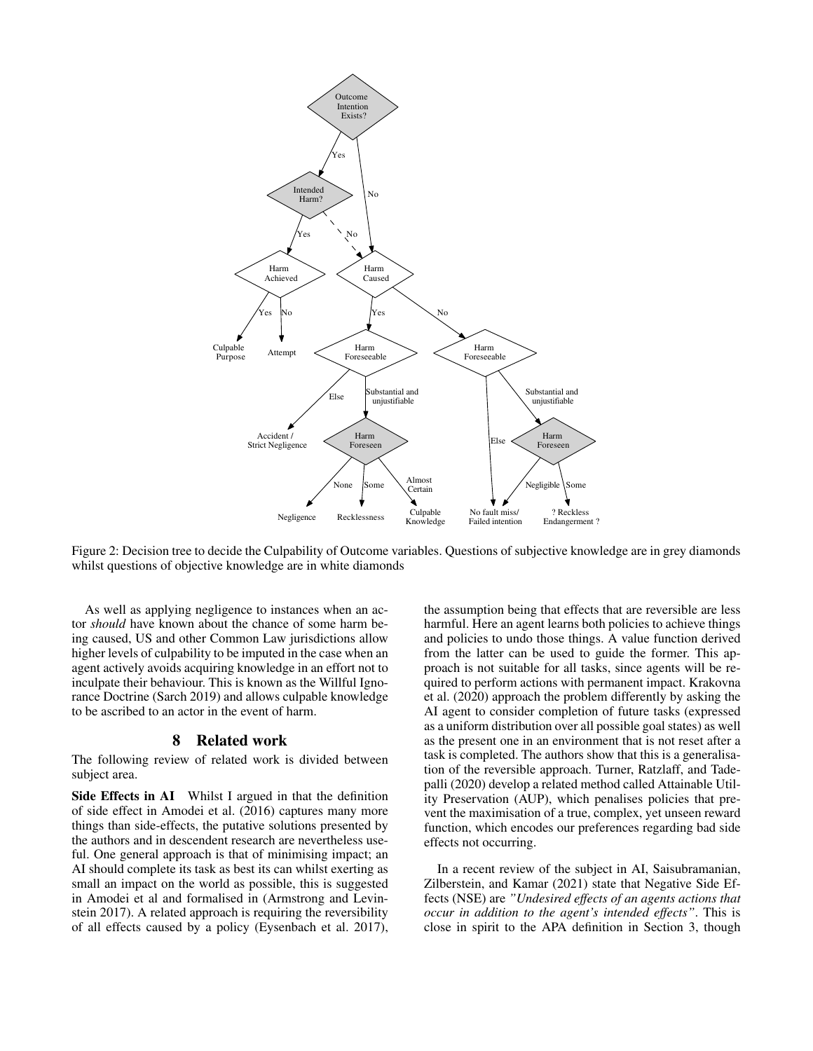Figure 2: Decision tree to decide the Culpability of Outcome variables. Questions of subjective knowledge are in grey diamonds whilst questions of objective knowledge are in white diamonds

As well as applying negligence to instances when an actor *should* have known about the chance of some harm being caused, US and other Common Law jurisdictions allow higher levels of culpability to be imputed in the case when an agent actively avoids acquiring knowledge in an effort not to inculpate their behaviour. This is known as the Willful Ignorance Doctrine (Sarch 2019) and allows culpable knowledge to be ascribed to an actor in the event of harm.

## 8 Related work

The following review of related work is divided between subject area.

**Side Effects in AI** Whilst I argued in that the definition of side effect in Amodei et al. (2016) captures many more things than side-effects, the putative solutions presented by the authors and in descendent research are nevertheless useful. One general approach is that of minimising impact; an AI should complete its task as best its can whilst exerting as small an impact on the world as possible, this is suggested in Amodei et al and formalised in (Armstrong and Levinstein 2017). A related approach is requiring the reversibility of all effects caused by a policy (Eysenbach et al. 2017), the assumption being that effects that are reversible are less harmful. Here an agent learns both policies to achieve things and policies to undo those things. A value function derived from the latter can be used to guide the former. This approach is not suitable for all tasks, since agents will be required to perform actions with permanent impact. Krakovna et al. (2020) approach the problem differently by asking the AI agent to consider completion of future tasks (expressed as a uniform distribution over all possible goal states) as well as the present one in an environment that is not reset after a task is completed. The authors show that this is a generalisation of the reversible approach. Turner, Ratzlaff, and Tadepalli (2020) develop a related method called Attainable Utility Preservation (AUP), which penalises policies that prevent the maximisation of a true, complex, yet unseen reward function, which encodes our preferences regarding bad side effects not occurring.

In a recent review of the subject in AI, Saisubramanian, Zilberstein, and Kamar (2021) state that Negative Side Effects (NSE) are *"Undesired effects of an agents actions that occur in addition to the agent's intended effects"*. This is close in spirit to the APA definition in Section 3, though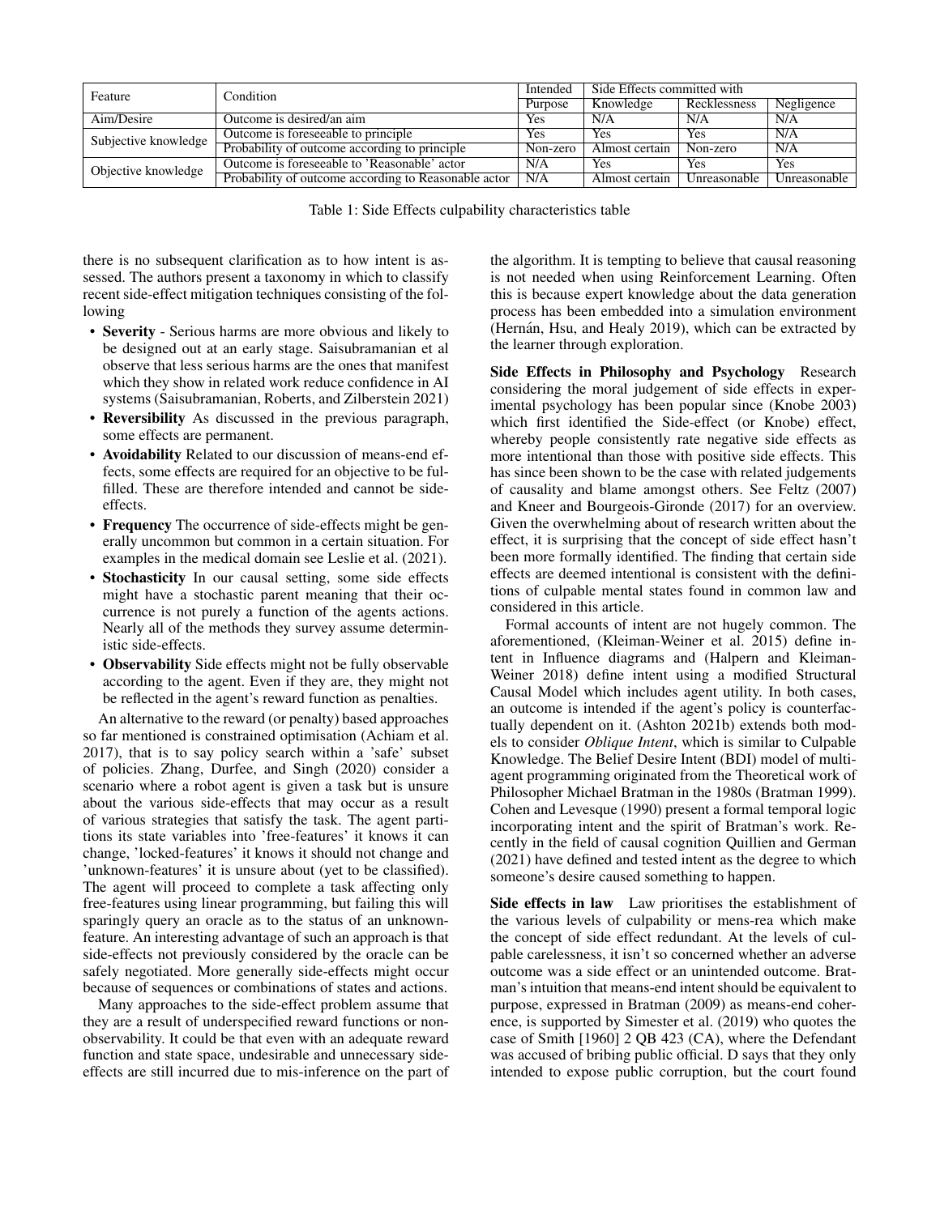| Feature | Condition | Intended | Side Effects committed with | | |
|---|---|---|---|---|---|
| | | Purpose | Knowledge | Recklessness | Negligence |
| Aim/Desire | Outcome is desired/an aim | Yes | N/A | N/A | N/A |
| Subjective knowledge | Outcome is foreseeable to principle | Yes | Yes | Yes | N/A |
| | Probability of outcome according to principle | Non-zero | Almost certain | Non-zero | N/A |
| Objective knowledge | Outcome is foreseeable to 'Reasonable' actor | N/A | Yes | Yes | Yes |
| | Probability of outcome according to Reasonable actor | N/A | Almost certain | Unreasonable | Unreasonable |

Table 1: Side Effects culpability characteristics table

there is no subsequent clarification as to how intent is assessed. The authors present a taxonomy in which to classify recent side-effect mitigation techniques consisting of the following

- **Severity** - Serious harms are more obvious and likely to be designed out at an early stage. Saisubramanian et al observe that less serious harms are the ones that manifest which they show in related work reduce confidence in AI systems (Saisubramanian, Roberts, and Zilberstein 2021)
- **Reversibility** As discussed in the previous paragraph, some effects are permanent.
- **Avoidability** Related to our discussion of means-end effects, some effects are required for an objective to be fulfilled. These are therefore intended and cannot be side-effects.
- **Frequency** The occurrence of side-effects might be generally uncommon but common in a certain situation. For examples in the medical domain see Leslie et al. (2021).
- **Stochasticity** In our causal setting, some side effects might have a stochastic parent meaning that their occurrence is not purely a function of the agents actions. Nearly all of the methods they survey assume deterministic side-effects.
- **Observability** Side effects might not be fully observable according to the agent. Even if they are, they might not be reflected in the agent's reward function as penalties.

An alternative to the reward (or penalty) based approaches so far mentioned is constrained optimisation (Achiam et al. 2017), that is to say policy search within a 'safe' subset of policies. Zhang, Durfee, and Singh (2020) consider a scenario where a robot agent is given a task but is unsure about the various side-effects that may occur as a result of various strategies that satisfy the task. The agent partitions its state variables into 'free-features' it knows it can change, 'locked-features' it knows it should not change and 'unknown-features' it is unsure about (yet to be classified). The agent will proceed to complete a task affecting only free-features using linear programming, but failing this will sparingly query an oracle as to the status of an unknown-feature. An interesting advantage of such an approach is that side-effects not previously considered by the oracle can be safely negotiated. More generally side-effects might occur because of sequences or combinations of states and actions.

Many approaches to the side-effect problem assume that they are a result of underspecified reward functions or non-observability. It could be that even with an adequate reward function and state space, undesirable and unnecessary side-effects are still incurred due to mis-inference on the part of the algorithm. It is tempting to believe that causal reasoning is not needed when using Reinforcement Learning. Often this is because expert knowledge about the data generation process has been embedded into a simulation environment (Hernán, Hsu, and Healy 2019), which can be extracted by the learner through exploration.

**Side Effects in Philosophy and Psychology** Research considering the moral judgement of side effects in experimental psychology has been popular since (Knobe 2003) which first identified the Side-effect (or Knobe) effect, whereby people consistently rate negative side effects as more intentional than those with positive side effects. This has since been shown to be the case with related judgements of causality and blame amongst others. See Feltz (2007) and Kneer and Bourgeois-Gironde (2017) for an overview. Given the overwhelming about of research written about the effect, it is surprising that the concept of side effect hasn't been more formally identified. The finding that certain side effects are deemed intentional is consistent with the definitions of culpable mental states found in common law and considered in this article.

Formal accounts of intent are not hugely common. The aforementioned, (Kleiman-Weiner et al. 2015) define intent in Influence diagrams and (Halpern and Kleiman-Weiner 2018) define intent using a modified Structural Causal Model which includes agent utility. In both cases, an outcome is intended if the agent's policy is counterfactually dependent on it. (Ashton 2021b) extends both models to consider *Oblique Intent*, which is similar to Culpable Knowledge. The Belief Desire Intent (BDI) model of multi-agent programming originated from the Theoretical work of Philosopher Michael Bratman in the 1980s (Bratman 1999). Cohen and Levesque (1990) present a formal temporal logic incorporating intent and the spirit of Bratman's work. Recently in the field of causal cognition Quillien and German (2021) have defined and tested intent as the degree to which someone's desire caused something to happen.

**Side effects in law** Law prioritises the establishment of the various levels of culpability or mens-rea which make the concept of side effect redundant. At the levels of culpable carelessness, it isn't so concerned whether an adverse outcome was a side effect or an unintended outcome. Bratman's intuition that means-end intent should be equivalent to purpose, expressed in Bratman (2009) as means-end coherence, is supported by Simester et al. (2019) who quotes the case of Smith [1960] 2 QB 423 (CA), where the Defendant was accused of bribing public official. D says that they only intended to expose public corruption, but the court found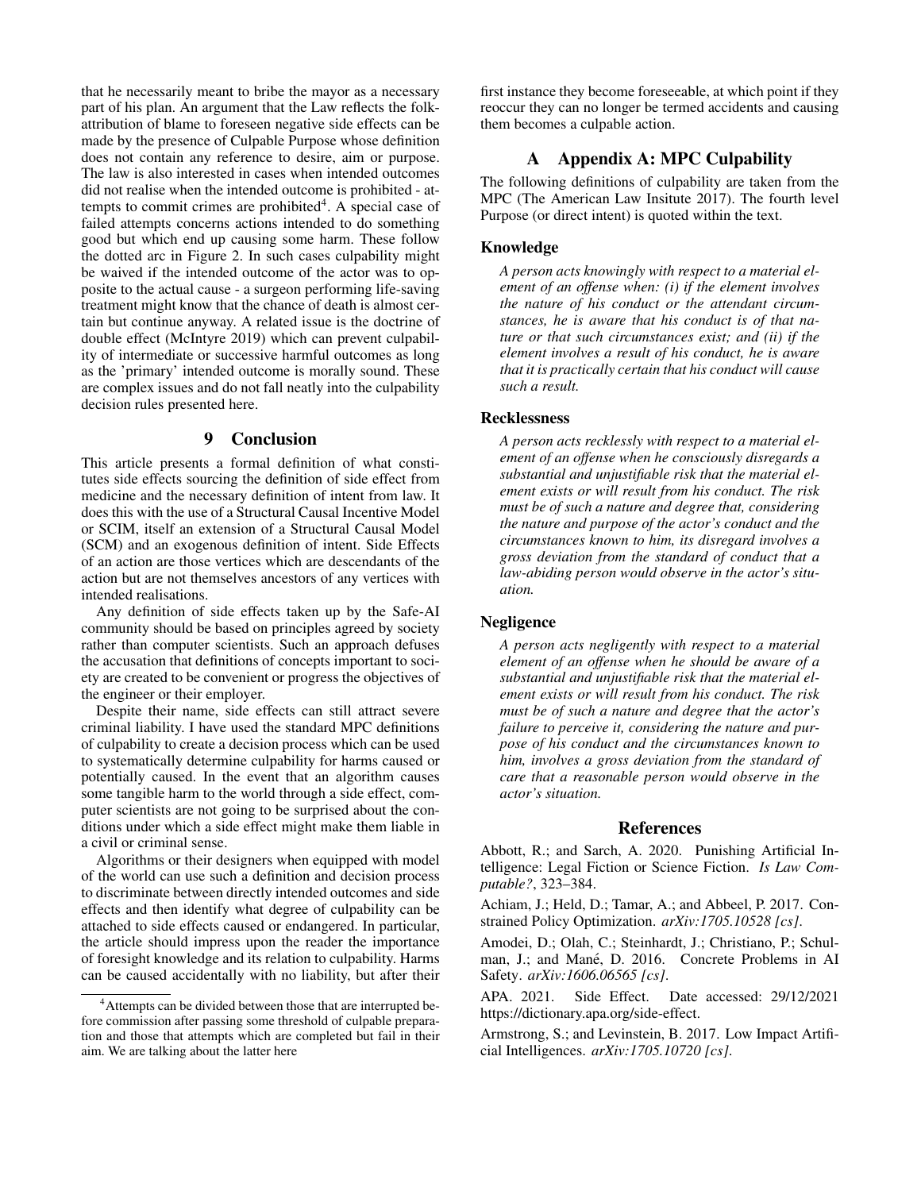that he necessarily meant to bribe the mayor as a necessary part of his plan. An argument that the Law reflects the folk-attribution of blame to foreseen negative side effects can be made by the presence of Culpable Purpose whose definition does not contain any reference to desire, aim or purpose. The law is also interested in cases when intended outcomes did not realise when the intended outcome is prohibited - attempts to commit crimes are prohibited[4]. A special case of failed attempts concerns actions intended to do something good but which end up causing some harm. These follow the dotted arc in Figure 2. In such cases culpability might be waived if the intended outcome of the actor was to opposite to the actual cause - a surgeon performing life-saving treatment might know that the chance of death is almost certain but continue anyway. A related issue is the doctrine of double effect (McIntyre 2019) which can prevent culpability of intermediate or successive harmful outcomes as long as the 'primary' intended outcome is morally sound. These are complex issues and do not fall neatly into the culpability decision rules presented here.

## 9 Conclusion

This article presents a formal definition of what constitutes side effects sourcing the definition of side effect from medicine and the necessary definition of intent from law. It does this with the use of a Structural Causal Incentive Model or SCIM, itself an extension of a Structural Causal Model (SCM) and an exogenous definition of intent. Side Effects of an action are those vertices which are descendants of the action but are not themselves ancestors of any vertices with intended realisations.

Any definition of side effects taken up by the Safe-AI community should be based on principles agreed by society rather than computer scientists. Such an approach defuses the accusation that definitions of concepts important to society are created to be convenient or progress the objectives of the engineer or their employer.

Despite their name, side effects can still attract severe criminal liability. I have used the standard MPC definitions of culpability to create a decision process which can be used to systematically determine culpability for harms caused or potentially caused. In the event that an algorithm causes some tangible harm to the world through a side effect, computer scientists are not going to be surprised about the conditions under which a side effect might make them liable in a civil or criminal sense.

Algorithms or their designers when equipped with model of the world can use such a definition and decision process to discriminate between directly intended outcomes and side effects and then identify what degree of culpability can be attached to side effects caused or endangered. In particular, the article should impress upon the reader the importance of foresight knowledge and its relation to culpability. Harms can be caused accidentally with no liability, but after their first instance they become foreseeable, at which point if they reoccur they can no longer be termed accidents and causing them becomes a culpable action.

[4] Attempts can be divided between those that are interrupted before commission after passing some threshold of culpable preparation and those that attempts which are completed but fail in their aim. We are talking about the latter here

## A Appendix A: MPC Culpability

The following definitions of culpability are taken from the MPC (The American Law Insitute 2017). The fourth level Purpose (or direct intent) is quoted within the text.

### Knowledge

*A person acts knowingly with respect to a material element of an offense when: (i) if the element involves the nature of his conduct or the attendant circumstances, he is aware that his conduct is of that nature or that such circumstances exist; and (ii) if the element involves a result of his conduct, he is aware that it is practically certain that his conduct will cause such a result.*

### Recklessness

*A person acts recklessly with respect to a material element of an offense when he consciously disregards a substantial and unjustifiable risk that the material element exists or will result from his conduct. The risk must be of such a nature and degree that, considering the nature and purpose of the actor's conduct and the circumstances known to him, its disregard involves a gross deviation from the standard of conduct that a law-abiding person would observe in the actor's situation.*

### Negligence

*A person acts negligently with respect to a material element of an offense when he should be aware of a substantial and unjustifiable risk that the material element exists or will result from his conduct. The risk must be of such a nature and degree that the actor's failure to perceive it, considering the nature and purpose of his conduct and the circumstances known to him, involves a gross deviation from the standard of care that a reasonable person would observe in the actor's situation.*

## References

Abbott, R.; and Sarch, A. 2020. Punishing Artificial Intelligence: Legal Fiction or Science Fiction. *Is Law Computable?*, 323–384.

Achiam, J.; Held, D.; Tamar, A.; and Abbeel, P. 2017. Constrained Policy Optimization. *arXiv:1705.10528 [cs]*.

Amodei, D.; Olah, C.; Steinhardt, J.; Christiano, P.; Schulman, J.; and Mané, D. 2016. Concrete Problems in AI Safety. *arXiv:1606.06565 [cs]*.

APA. 2021. Side Effect. Date accessed: 29/12/2021 https://dictionary.apa.org/side-effect.

Armstrong, S.; and Levinstein, B. 2017. Low Impact Artificial Intelligences. *arXiv:1705.10720 [cs]*.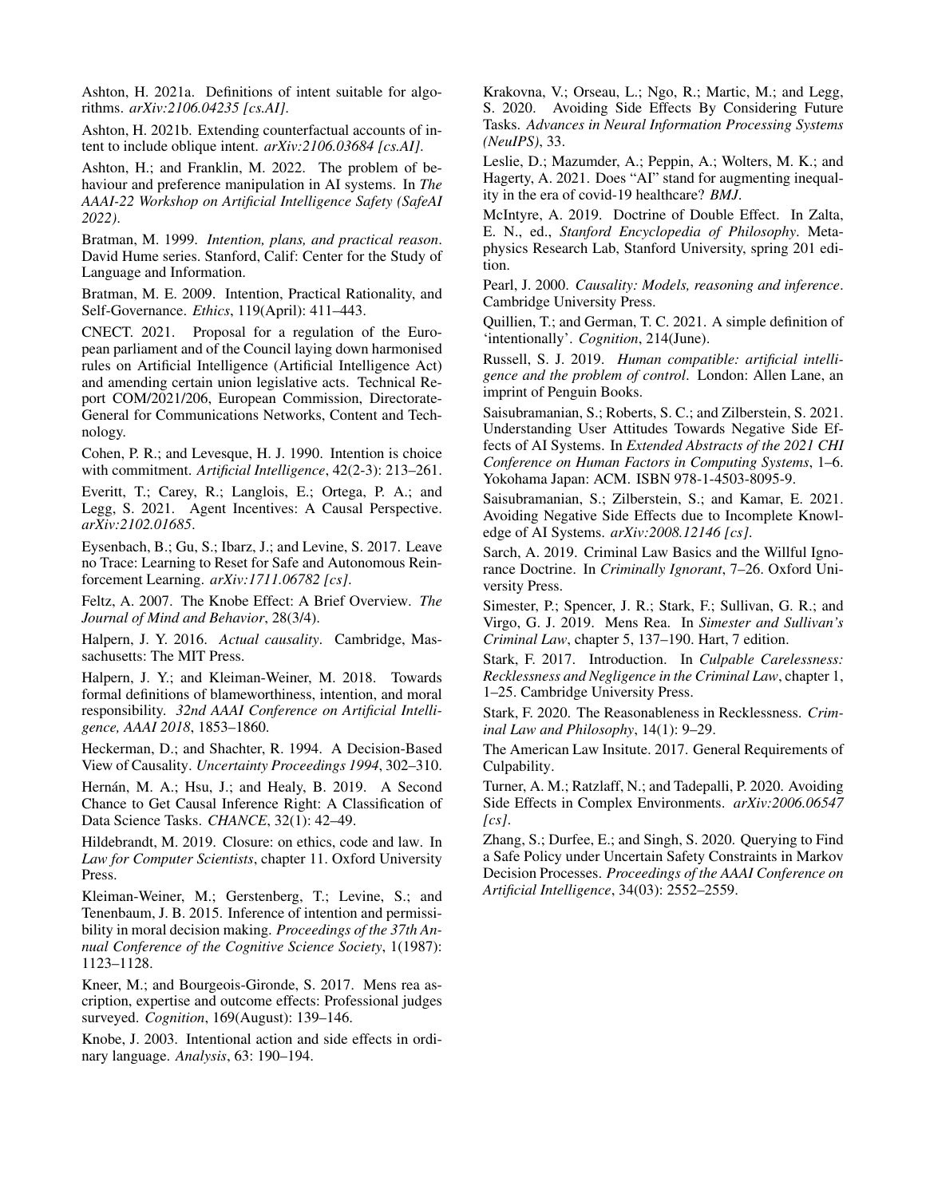Ashton, H. 2021a. Definitions of intent suitable for algorithms. *arXiv:2106.04235 [cs.AI]*.

Ashton, H. 2021b. Extending counterfactual accounts of intent to include oblique intent. *arXiv:2106.03684 [cs.AI]*.

Ashton, H.; and Franklin, M. 2022. The problem of behaviour and preference manipulation in AI systems. In *The AAAI-22 Workshop on Artificial Intelligence Safety (SafeAI 2022)*.

Bratman, M. 1999. *Intention, plans, and practical reason*. David Hume series. Stanford, Calif: Center for the Study of Language and Information.

Bratman, M. E. 2009. Intention, Practical Rationality, and Self-Governance. *Ethics*, 119(April): 411–443.

CNECT. 2021. Proposal for a regulation of the European parliament and of the Council laying down harmonised rules on Artificial Intelligence (Artificial Intelligence Act) and amending certain union legislative acts. Technical Report COM/2021/206, European Commission, Directorate-General for Communications Networks, Content and Technology.

Cohen, P. R.; and Levesque, H. J. 1990. Intention is choice with commitment. *Artificial Intelligence*, 42(2-3): 213–261.

Everitt, T.; Carey, R.; Langlois, E.; Ortega, P. A.; and Legg, S. 2021. Agent Incentives: A Causal Perspective. *arXiv:2102.01685*.

Eysenbach, B.; Gu, S.; Ibarz, J.; and Levine, S. 2017. Leave no Trace: Learning to Reset for Safe and Autonomous Reinforcement Learning. *arXiv:1711.06782 [cs]*.

Feltz, A. 2007. The Knobe Effect: A Brief Overview. *The Journal of Mind and Behavior*, 28(3/4).

Halpern, J. Y. 2016. *Actual causality*. Cambridge, Massachusetts: The MIT Press.

Halpern, J. Y.; and Kleiman-Weiner, M. 2018. Towards formal definitions of blameworthiness, intention, and moral responsibility. *32nd AAAI Conference on Artificial Intelligence, AAAI 2018*, 1853–1860.

Heckerman, D.; and Shachter, R. 1994. A Decision-Based View of Causality. *Uncertainty Proceedings 1994*, 302–310.

Hernán, M. A.; Hsu, J.; and Healy, B. 2019. A Second Chance to Get Causal Inference Right: A Classification of Data Science Tasks. *CHANCE*, 32(1): 42–49.

Hildebrandt, M. 2019. Closure: on ethics, code and law. In *Law for Computer Scientists*, chapter 11. Oxford University Press.

Kleiman-Weiner, M.; Gerstenberg, T.; Levine, S.; and Tenenbaum, J. B. 2015. Inference of intention and permissibility in moral decision making. *Proceedings of the 37th Annual Conference of the Cognitive Science Society*, 1(1987): 1123–1128.

Kneer, M.; and Bourgeois-Gironde, S. 2017. Mens rea ascription, expertise and outcome effects: Professional judges surveyed. *Cognition*, 169(August): 139–146.

Knobe, J. 2003. Intentional action and side effects in ordinary language. *Analysis*, 63: 190–194.

Krakovna, V.; Orseau, L.; Ngo, R.; Martic, M.; and Legg, S. 2020. Avoiding Side Effects By Considering Future Tasks. *Advances in Neural Information Processing Systems (NeuIPS)*, 33.

Leslie, D.; Mazumder, A.; Peppin, A.; Wolters, M. K.; and Hagerty, A. 2021. Does "AI" stand for augmenting inequality in the era of covid-19 healthcare? *BMJ*.

McIntyre, A. 2019. Doctrine of Double Effect. In Zalta, E. N., ed., *Stanford Encyclopedia of Philosophy*. Metaphysics Research Lab, Stanford University, spring 201 edition.

Pearl, J. 2000. *Causality: Models, reasoning and inference*. Cambridge University Press.

Quillien, T.; and German, T. C. 2021. A simple definition of 'intentionally'. *Cognition*, 214(June).

Russell, S. J. 2019. *Human compatible: artificial intelligence and the problem of control*. London: Allen Lane, an imprint of Penguin Books.

Saisubramanian, S.; Roberts, S. C.; and Zilberstein, S. 2021. Understanding User Attitudes Towards Negative Side Effects of AI Systems. In *Extended Abstracts of the 2021 CHI Conference on Human Factors in Computing Systems*, 1–6. Yokohama Japan: ACM. ISBN 978-1-4503-8095-9.

Saisubramanian, S.; Zilberstein, S.; and Kamar, E. 2021. Avoiding Negative Side Effects due to Incomplete Knowledge of AI Systems. *arXiv:2008.12146 [cs]*.

Sarch, A. 2019. Criminal Law Basics and the Willful Ignorance Doctrine. In *Criminally Ignorant*, 7–26. Oxford University Press.

Simester, P.; Spencer, J. R.; Stark, F.; Sullivan, G. R.; and Virgo, G. J. 2019. Mens Rea. In *Simester and Sullivan's Criminal Law*, chapter 5, 137–190. Hart, 7 edition.

Stark, F. 2017. Introduction. In *Culpable Carelessness: Recklessness and Negligence in the Criminal Law*, chapter 1, 1–25. Cambridge University Press.

Stark, F. 2020. The Reasonableness in Recklessness. *Criminal Law and Philosophy*, 14(1): 9–29.

The American Law Insitute. 2017. General Requirements of Culpability.

Turner, A. M.; Ratzlaff, N.; and Tadepalli, P. 2020. Avoiding Side Effects in Complex Environments. *arXiv:2006.06547 [cs]*.

Zhang, S.; Durfee, E.; and Singh, S. 2020. Querying to Find a Safe Policy under Uncertain Safety Constraints in Markov Decision Processes. *Proceedings of the AAAI Conference on Artificial Intelligence*, 34(03): 2552–2559.